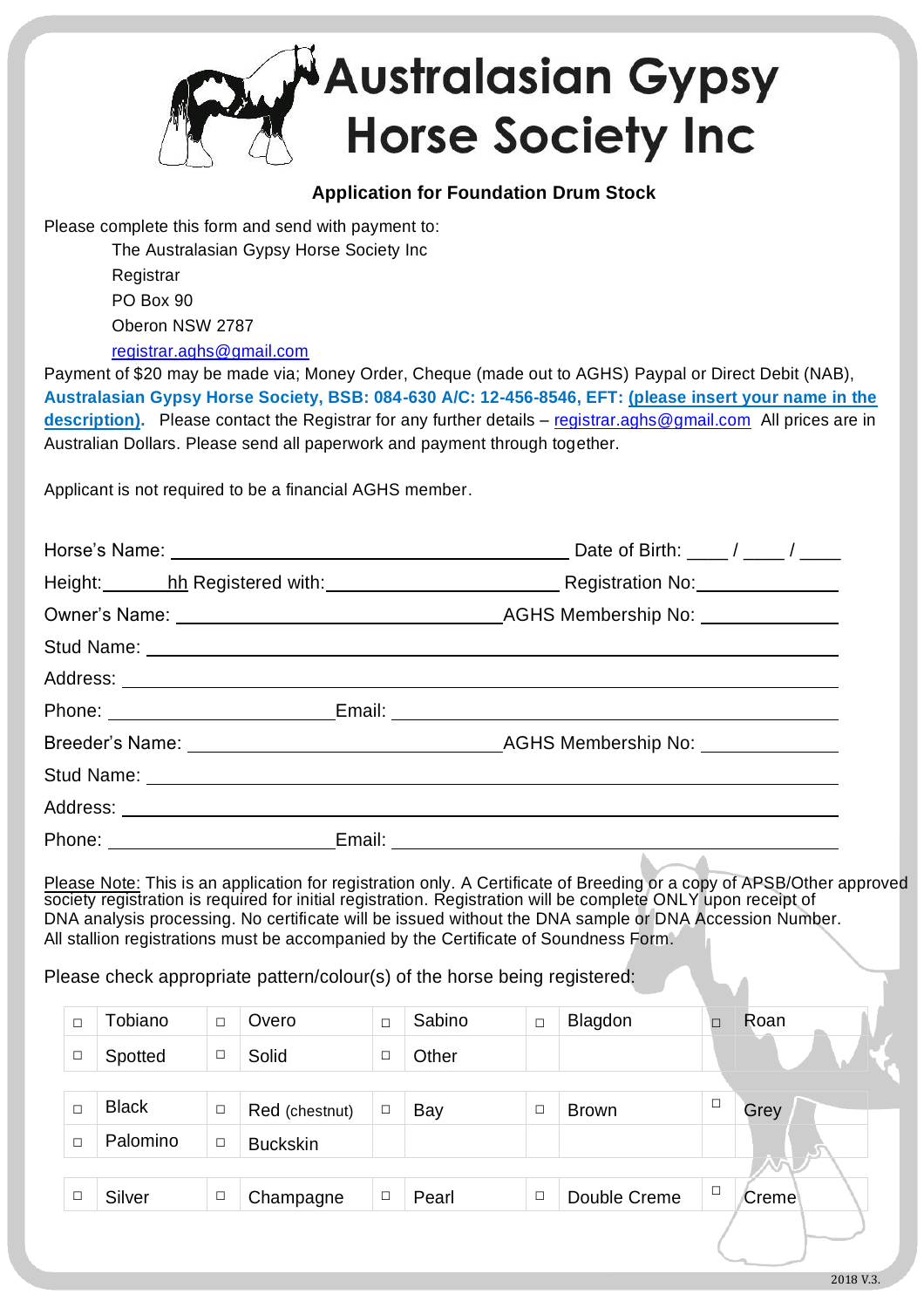# Australasian Gypsy Horse Society Inc

## Application for Foundation Drum Stock

Please complete this form and send with payment to:

The Australasian Gypsy Horse Society Inc
Registrar
PO Box 90
Oberon NSW 2787
registrar.aghs@gmail.com

Payment of $20 may be made via; Money Order, Cheque (made out to AGHS) Paypal or Direct Debit (NAB), **Australasian Gypsy Horse Society, BSB: 084-630 A/C: 12-456-8546, EFT: (please insert your name in the description).** Please contact the Registrar for any further details – registrar.aghs@gmail.com All prices are in Australian Dollars. Please send all paperwork and payment through together.

Applicant is not required to be a financial AGHS member.

Horse's Name: ______________________ Date of Birth: ____ / ____ / ____

Height: ______ hh Registered with: ______________________ Registration No: ______________

Owner's Name: ______________________ AGHS Membership No: ______________

Stud Name: ______________________

Address: ______________________

Phone: ______________ Email: ______________________

Breeder's Name: ______________________ AGHS Membership No: ______________

Stud Name: ______________________

Address: ______________________

Phone: ______________ Email: ______________________

Please Note: This is an application for registration only. A Certificate of Breeding or a copy of APSB/Other approved society registration is required for initial registration. Registration will be complete ONLY upon receipt of DNA analysis processing. No certificate will be issued without the DNA sample or DNA Accession Number. All stallion registrations must be accompanied by the Certificate of Soundness Form.

Please check appropriate pattern/colour(s) of the horse being registered:

| | | | | | | | | | |
|---|---|---|---|---|---|---|---|---|---|
| □ | Tobiano | □ | Overo | □ | Sabino | □ | Blagdon | □ | Roan |
| □ | Spotted | □ | Solid | □ | Other | | | | |

| | | | | | | | | | |
|---|---|---|---|---|---|---|---|---|---|
| □ | Black | □ | Red (chestnut) | □ | Bay | □ | Brown | □ | Grey |
| □ | Palomino | □ | Buckskin | | | | | | |

| | | | | | | | | | |
|---|---|---|---|---|---|---|---|---|---|
| □ | Silver | □ | Champagne | □ | Pearl | □ | Double Creme | □ | Creme |

2018 V.3.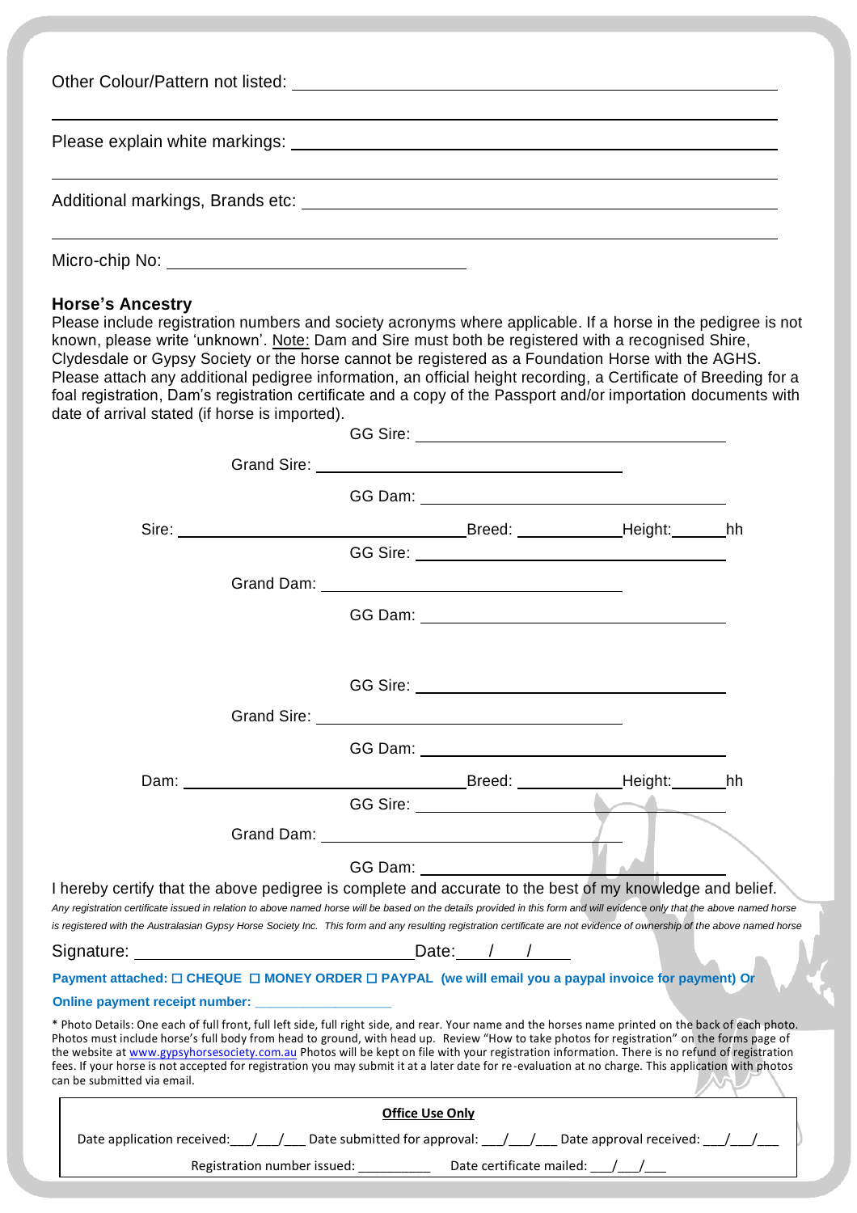Other Colour/Pattern not listed: ______________________________________________

______________________________________________________________________

Please explain white markings: ______________________________________________

______________________________________________________________________

Additional markings, Brands etc: ____________________________________________

______________________________________________________________________

Micro-chip No: ______________________________

### Horse's Ancestry

Please include registration numbers and society acronyms where applicable. If a horse in the pedigree is not known, please write 'unknown'. Note: Dam and Sire must both be registered with a recognised Shire, Clydesdale or Gypsy Society or the horse cannot be registered as a Foundation Horse with the AGHS. Please attach any additional pedigree information, an official height recording, a Certificate of Breeding for a foal registration, Dam's registration certificate and a copy of the Passport and/or importation documents with date of arrival stated (if horse is imported).

GG Sire: ______________________________

Grand Sire: ______________________________

GG Dam: ______________________________

Sire: ______________________________ Breed: __________ Height: ______hh

GG Sire: ______________________________

Grand Dam: ______________________________

GG Dam: ______________________________

GG Sire: ______________________________

Grand Sire: ______________________________

GG Dam: ______________________________

Dam: ______________________________ Breed: __________ Height: ______hh

GG Sire: ______________________________

Grand Dam: ______________________________

GG Dam: ______________________________

I hereby certify that the above pedigree is complete and accurate to the best of my knowledge and belief.

*Any registration certificate issued in relation to above named horse will be based on the details provided in this form and will evidence only that the above named horse is registered with the Australasian Gypsy Horse Society Inc. This form and any resulting registration certificate are not evidence of ownership of the above named horse*

Signature: ______________________________ Date: ___/___/___

**Payment attached: ☐ CHEQUE ☐ MONEY ORDER ☐ PAYPAL (we will email you a paypal invoice for payment) Or**

**Online payment receipt number:** __________________

\* Photo Details: One each of full front, full left side, full right side, and rear. Your name and the horses name printed on the back of each photo. Photos must include horse's full body from head to ground, with head up. Review "How to take photos for registration" on the forms page of the website at www.gypsyhorsesociety.com.au Photos will be kept on file with your registration information. There is no refund of registration fees. If your horse is not accepted for registration you may submit it at a later date for re-evaluation at no charge. This application with photos can be submitted via email.

**Office Use Only**

Date application received: ___/___/___ Date submitted for approval: ___/___/___ Date approval received: ___/___/___

Registration number issued: __________ Date certificate mailed: ___/___/___